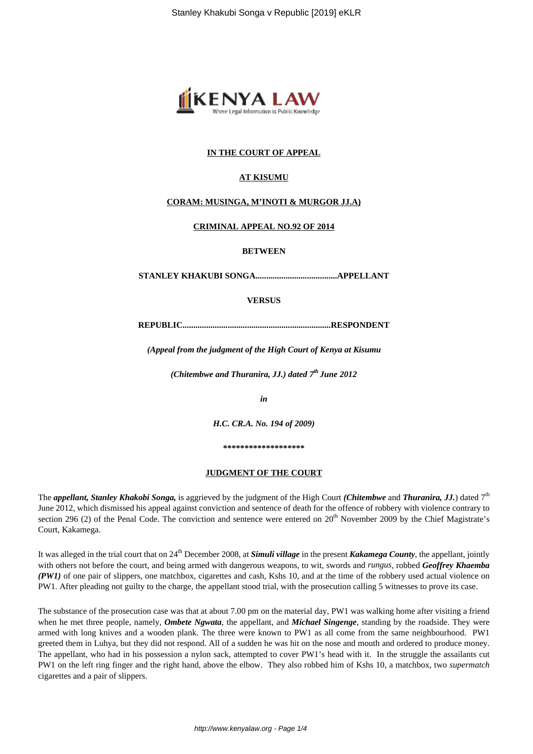**IN THE COURT OF APPEAL**

**AT KISUMU**

**CORAM: MUSINGA, M'INOTI & MURGOR JJ.A)**

**CRIMINAL APPEAL NO.92 OF 2014**

**BETWEEN**

**STANLEY KHAKUBI SONGA......................................APPELLANT**

**VERSUS**

**REPUBLIC.....................................................................RESPONDENT**

*(Appeal from the judgment of the High Court of Kenya at Kisumu*

*(Chitembwe and Thuranira, JJ.) dated 7th June 2012*

*in*

*H.C. CR.A. No. 194 of 2009)*

*******************

**JUDGMENT OF THE COURT**

The ***appellant, Stanley Khakobi Songa,*** is aggrieved by the judgment of the High Court ***(Chitembwe*** and ***Thuranira, JJ.***) dated 7th June 2012, which dismissed his appeal against conviction and sentence of death for the offence of robbery with violence contrary to section 296 (2) of the Penal Code. The conviction and sentence were entered on 20th November 2009 by the Chief Magistrate's Court, Kakamega.

It was alleged in the trial court that on 24th December 2008, at ***Simuli village*** in the present ***Kakamega County***, the appellant, jointly with others not before the court, and being armed with dangerous weapons, to wit, swords and *rungus,* robbed ***Geoffrey Khaemba (PW1)*** of one pair of slippers, one matchbox, cigarettes and cash, Kshs 10, and at the time of the robbery used actual violence on PW1. After pleading not guilty to the charge, the appellant stood trial, with the prosecution calling 5 witnesses to prove its case.

The substance of the prosecution case was that at about 7.00 pm on the material day, PW1 was walking home after visiting a friend when he met three people, namely, ***Ombete Ngwata***, the appellant, and ***Michael Singenge***, standing by the roadside. They were armed with long knives and a wooden plank. The three were known to PW1 as all come from the same neighbourhood. PW1 greeted them in Luhya, but they did not respond. All of a sudden he was hit on the nose and mouth and ordered to produce money. The appellant, who had in his possession a nylon sack, attempted to cover PW1's head with it. In the struggle the assailants cut PW1 on the left ring finger and the right hand, above the elbow. They also robbed him of Kshs 10, a matchbox, two *supermatch* cigarettes and a pair of slippers.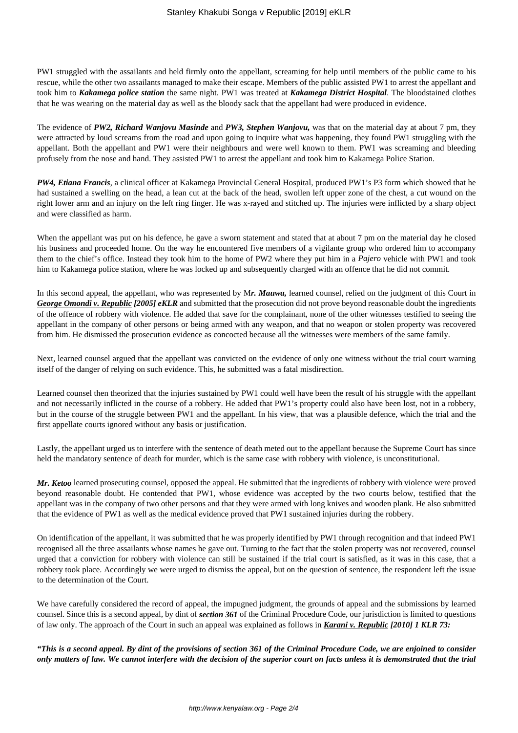PW1 struggled with the assailants and held firmly onto the appellant, screaming for help until members of the public came to his rescue, while the other two assailants managed to make their escape. Members of the public assisted PW1 to arrest the appellant and took him to ***Kakamega police station*** the same night. PW1 was treated at ***Kakamega District Hospital***. The bloodstained clothes that he was wearing on the material day as well as the bloody sack that the appellant had were produced in evidence.

The evidence of ***PW2, Richard Wanjovu Masinde*** and ***PW3, Stephen Wanjovu,*** was that on the material day at about 7 pm, they were attracted by loud screams from the road and upon going to inquire what was happening, they found PW1 struggling with the appellant. Both the appellant and PW1 were their neighbours and were well known to them. PW1 was screaming and bleeding profusely from the nose and hand. They assisted PW1 to arrest the appellant and took him to Kakamega Police Station.

***PW4, Etiana Francis***, a clinical officer at Kakamega Provincial General Hospital, produced PW1's P3 form which showed that he had sustained a swelling on the head, a lean cut at the back of the head, swollen left upper zone of the chest, a cut wound on the right lower arm and an injury on the left ring finger. He was x-rayed and stitched up. The injuries were inflicted by a sharp object and were classified as harm.

When the appellant was put on his defence, he gave a sworn statement and stated that at about 7 pm on the material day he closed his business and proceeded home. On the way he encountered five members of a vigilante group who ordered him to accompany them to the chief's office. Instead they took him to the home of PW2 where they put him in a *Pajero* vehicle with PW1 and took him to Kakamega police station, where he was locked up and subsequently charged with an offence that he did not commit.

In this second appeal, the appellant, who was represented by M***r. Mauwa,*** learned counsel, relied on the judgment of this Court in ***George Omondi v. Republic [2005] eKLR*** and submitted that the prosecution did not prove beyond reasonable doubt the ingredients of the offence of robbery with violence. He added that save for the complainant, none of the other witnesses testified to seeing the appellant in the company of other persons or being armed with any weapon, and that no weapon or stolen property was recovered from him. He dismissed the prosecution evidence as concocted because all the witnesses were members of the same family.

Next, learned counsel argued that the appellant was convicted on the evidence of only one witness without the trial court warning itself of the danger of relying on such evidence. This, he submitted was a fatal misdirection.

Learned counsel then theorized that the injuries sustained by PW1 could well have been the result of his struggle with the appellant and not necessarily inflicted in the course of a robbery. He added that PW1's property could also have been lost, not in a robbery, but in the course of the struggle between PW1 and the appellant. In his view, that was a plausible defence, which the trial and the first appellate courts ignored without any basis or justification.

Lastly, the appellant urged us to interfere with the sentence of death meted out to the appellant because the Supreme Court has since held the mandatory sentence of death for murder, which is the same case with robbery with violence, is unconstitutional.

***Mr. Ketoo*** learned prosecuting counsel, opposed the appeal. He submitted that the ingredients of robbery with violence were proved beyond reasonable doubt. He contended that PW1, whose evidence was accepted by the two courts below, testified that the appellant was in the company of two other persons and that they were armed with long knives and wooden plank. He also submitted that the evidence of PW1 as well as the medical evidence proved that PW1 sustained injuries during the robbery.

On identification of the appellant, it was submitted that he was properly identified by PW1 through recognition and that indeed PW1 recognised all the three assailants whose names he gave out. Turning to the fact that the stolen property was not recovered, counsel urged that a conviction for robbery with violence can still be sustained if the trial court is satisfied, as it was in this case, that a robbery took place. Accordingly we were urged to dismiss the appeal, but on the question of sentence, the respondent left the issue to the determination of the Court.

We have carefully considered the record of appeal, the impugned judgment, the grounds of appeal and the submissions by learned counsel. Since this is a second appeal, by dint of ***section 361*** of the Criminal Procedure Code, our jurisdiction is limited to questions of law only. The approach of the Court in such an appeal was explained as follows in ***Karani v. Republic [2010] 1 KLR 73:***

***"This is a second appeal. By dint of the provisions of section 361 of the Criminal Procedure Code, we are enjoined to consider only matters of law. We cannot interfere with the decision of the superior court on facts unless it is demonstrated that the trial***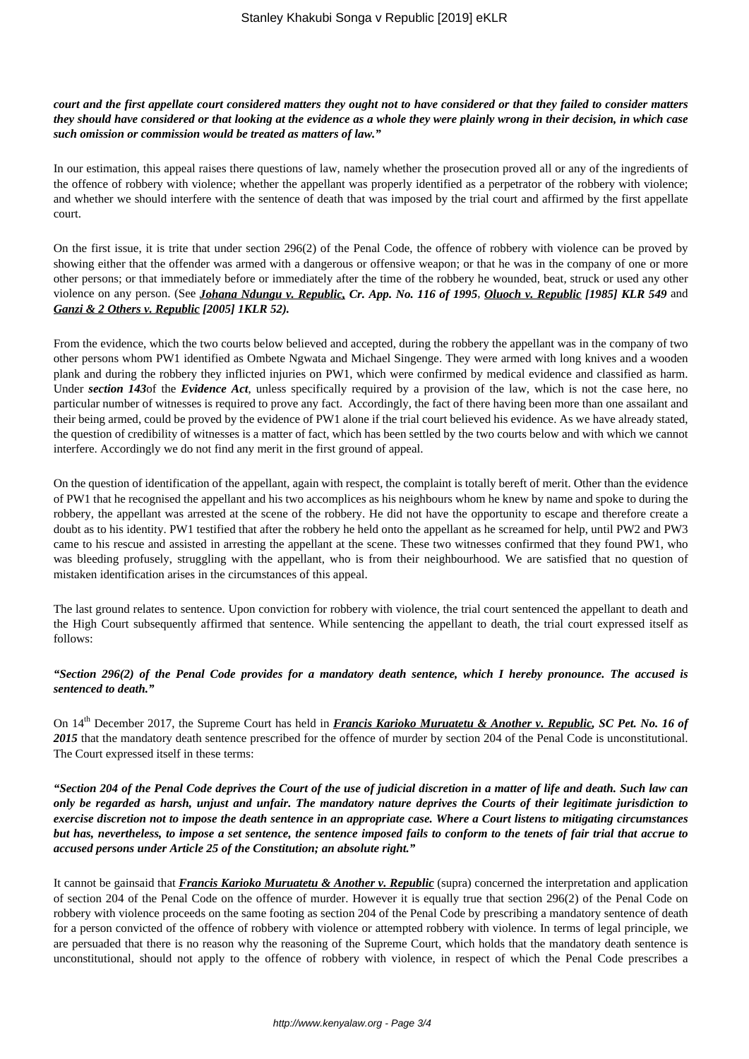***court and the first appellate court considered matters they ought not to have considered or that they failed to consider matters they should have considered or that looking at the evidence as a whole they were plainly wrong in their decision, in which case such omission or commission would be treated as matters of law."***

In our estimation, this appeal raises there questions of law, namely whether the prosecution proved all or any of the ingredients of the offence of robbery with violence; whether the appellant was properly identified as a perpetrator of the robbery with violence; and whether we should interfere with the sentence of death that was imposed by the trial court and affirmed by the first appellate court.

On the first issue, it is trite that under section 296(2) of the Penal Code, the offence of robbery with violence can be proved by showing either that the offender was armed with a dangerous or offensive weapon; or that he was in the company of one or more other persons; or that immediately before or immediately after the time of the robbery he wounded, beat, struck or used any other violence on any person. (See ***Johana Ndungu v. Republic, Cr. App. No. 116 of 1995***, ***Oluoch v. Republic [1985] KLR 549*** and ***Ganzi & 2 Others v. Republic [2005] 1KLR 52).***

From the evidence, which the two courts below believed and accepted, during the robbery the appellant was in the company of two other persons whom PW1 identified as Ombete Ngwata and Michael Singenge. They were armed with long knives and a wooden plank and during the robbery they inflicted injuries on PW1, which were confirmed by medical evidence and classified as harm. Under ***section 143***of the ***Evidence Act***, unless specifically required by a provision of the law, which is not the case here, no particular number of witnesses is required to prove any fact. Accordingly, the fact of there having been more than one assailant and their being armed, could be proved by the evidence of PW1 alone if the trial court believed his evidence. As we have already stated, the question of credibility of witnesses is a matter of fact, which has been settled by the two courts below and with which we cannot interfere. Accordingly we do not find any merit in the first ground of appeal.

On the question of identification of the appellant, again with respect, the complaint is totally bereft of merit. Other than the evidence of PW1 that he recognised the appellant and his two accomplices as his neighbours whom he knew by name and spoke to during the robbery, the appellant was arrested at the scene of the robbery. He did not have the opportunity to escape and therefore create a doubt as to his identity. PW1 testified that after the robbery he held onto the appellant as he screamed for help, until PW2 and PW3 came to his rescue and assisted in arresting the appellant at the scene. These two witnesses confirmed that they found PW1, who was bleeding profusely, struggling with the appellant, who is from their neighbourhood. We are satisfied that no question of mistaken identification arises in the circumstances of this appeal.

The last ground relates to sentence. Upon conviction for robbery with violence, the trial court sentenced the appellant to death and the High Court subsequently affirmed that sentence. While sentencing the appellant to death, the trial court expressed itself as follows:

***"Section 296(2) of the Penal Code provides for a mandatory death sentence, which I hereby pronounce. The accused is sentenced to death."***

On 14th December 2017, the Supreme Court has held in ***Francis Karioko Muruatetu & Another v. Republic, SC Pet. No. 16 of 2015*** that the mandatory death sentence prescribed for the offence of murder by section 204 of the Penal Code is unconstitutional. The Court expressed itself in these terms:

***"Section 204 of the Penal Code deprives the Court of the use of judicial discretion in a matter of life and death. Such law can only be regarded as harsh, unjust and unfair. The mandatory nature deprives the Courts of their legitimate jurisdiction to exercise discretion not to impose the death sentence in an appropriate case. Where a Court listens to mitigating circumstances but has, nevertheless, to impose a set sentence, the sentence imposed fails to conform to the tenets of fair trial that accrue to accused persons under Article 25 of the Constitution; an absolute right."***

It cannot be gainsaid that ***Francis Karioko Muruatetu & Another v. Republic*** (supra) concerned the interpretation and application of section 204 of the Penal Code on the offence of murder. However it is equally true that section 296(2) of the Penal Code on robbery with violence proceeds on the same footing as section 204 of the Penal Code by prescribing a mandatory sentence of death for a person convicted of the offence of robbery with violence or attempted robbery with violence. In terms of legal principle, we are persuaded that there is no reason why the reasoning of the Supreme Court, which holds that the mandatory death sentence is unconstitutional, should not apply to the offence of robbery with violence, in respect of which the Penal Code prescribes a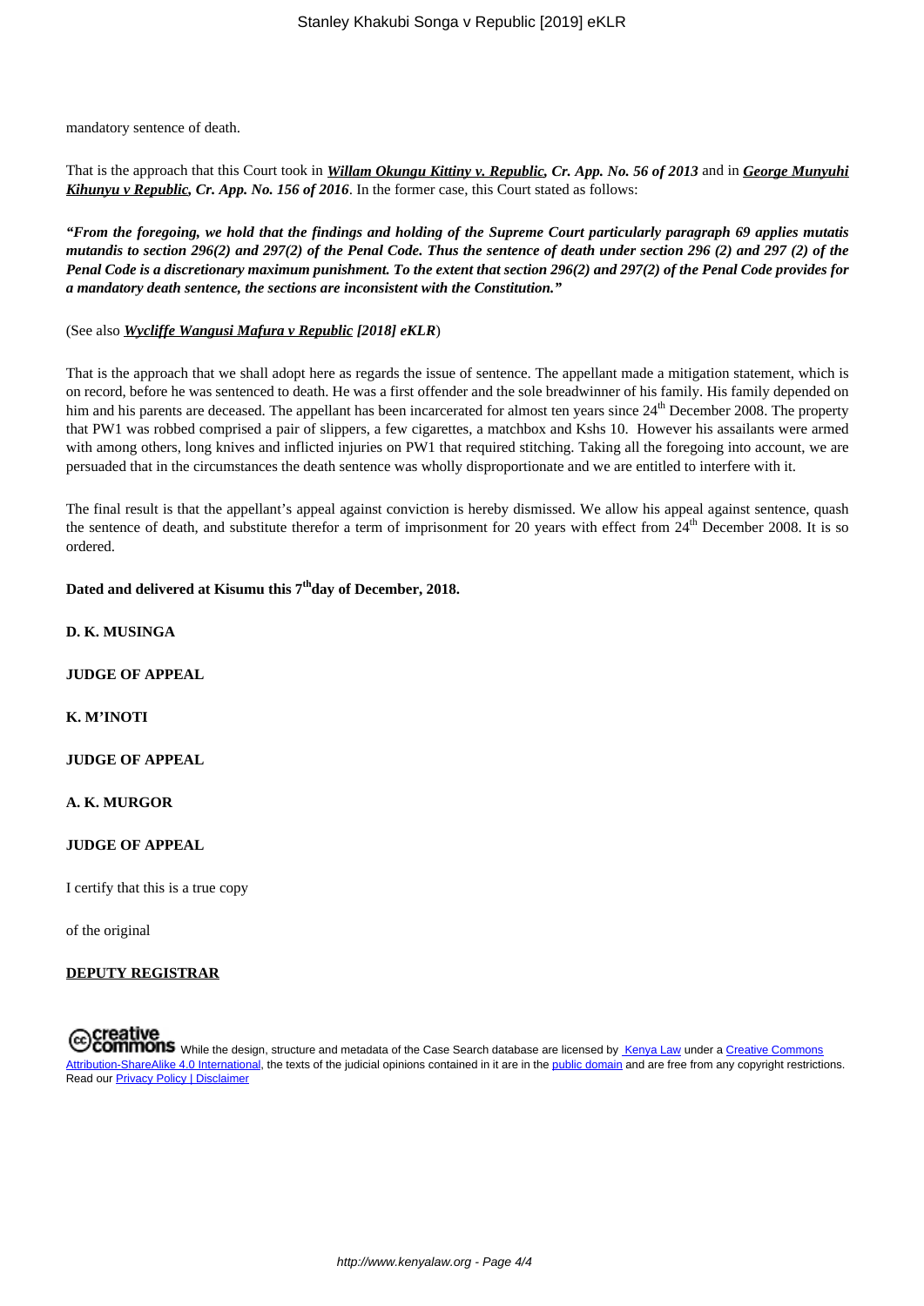mandatory sentence of death.

That is the approach that this Court took in ***Willam Okungu Kittiny v. Republic*, Cr. App. No. 56 of 2013** and in ***George Munyuhi Kihunyu v Republic*, Cr. App. No. 156 of 2016**. In the former case, this Court stated as follows:

***"From the foregoing, we hold that the findings and holding of the Supreme Court particularly paragraph 69 applies mutatis mutandis to section 296(2) and 297(2) of the Penal Code. Thus the sentence of death under section 296 (2) and 297 (2) of the Penal Code is a discretionary maximum punishment. To the extent that section 296(2) and 297(2) of the Penal Code provides for a mandatory death sentence, the sections are inconsistent with the Constitution."***

(See also ***Wycliffe Wangusi Mafura v Republic* [2018] eKLR**)

That is the approach that we shall adopt here as regards the issue of sentence. The appellant made a mitigation statement, which is on record, before he was sentenced to death. He was a first offender and the sole breadwinner of his family. His family depended on him and his parents are deceased. The appellant has been incarcerated for almost ten years since 24th December 2008. The property that PW1 was robbed comprised a pair of slippers, a few cigarettes, a matchbox and Kshs 10. However his assailants were armed with among others, long knives and inflicted injuries on PW1 that required stitching. Taking all the foregoing into account, we are persuaded that in the circumstances the death sentence was wholly disproportionate and we are entitled to interfere with it.

The final result is that the appellant's appeal against conviction is hereby dismissed. We allow his appeal against sentence, quash the sentence of death, and substitute therefor a term of imprisonment for 20 years with effect from 24th December 2008. It is so ordered.

**Dated and delivered at Kisumu this 7th day of December, 2018.**

**D. K. MUSINGA**

**JUDGE OF APPEAL**

**K. M'INOTI**

**JUDGE OF APPEAL**

**A. K. MURGOR**

**JUDGE OF APPEAL**

I certify that this is a true copy

of the original

**DEPUTY REGISTRAR**

While the design, structure and metadata of the Case Search database are licensed by Kenya Law under a Creative Commons Attribution-ShareAlike 4.0 International, the texts of the judicial opinions contained in it are in the public domain and are free from any copyright restrictions. Read our Privacy Policy | Disclaimer